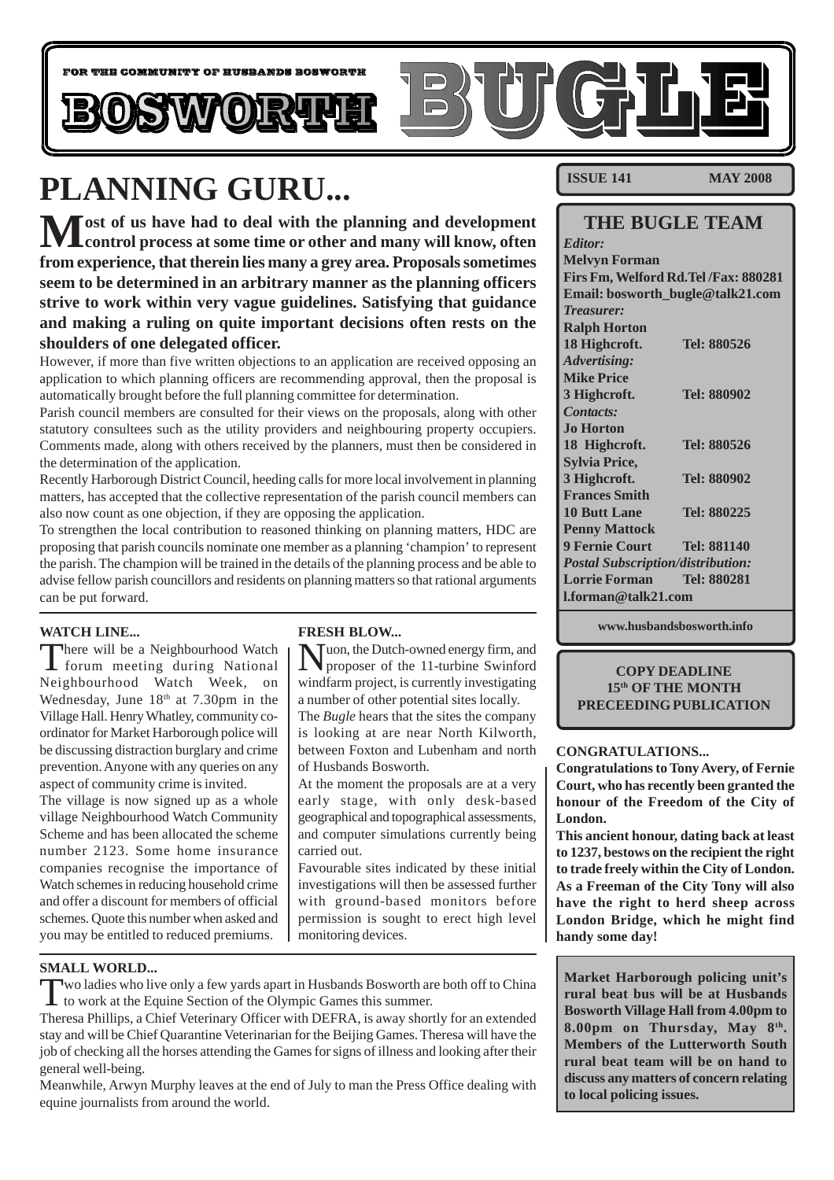FOR THE COMMUNITY OF HUSBANDS BOSWORTH

# BOSWORTH BUGLE

**ISSUE 141 MAY 2008**

# PLANNING GURU...

**Most of us have had to deal with the planning and development control process at some time or other and many will know, often from experience, that therein lies many a grey area. Proposals sometimes seem to be determined in an arbitrary manner as the planning officers strive to work within very vague guidelines. Satisfying that guidance and making a ruling on quite important decisions often rests on the shoulders of one delegated officer.**

However, if more than five written objections to an application are received opposing an application to which planning officers are recommending approval, then the proposal is automatically brought before the full planning committee for determination.

Parish council members are consulted for their views on the proposals, along with other statutory consultees such as the utility providers and neighbouring property occupiers. Comments made, along with others received by the planners, must then be considered in the determination of the application.

Recently Harborough District Council, heeding calls for more local involvement in planning matters, has accepted that the collective representation of the parish council members can also now count as one objection, if they are opposing the application.

To strengthen the local contribution to reasoned thinking on planning matters, HDC are proposing that parish councils nominate one member as a planning 'champion' to represent the parish. The champion will be trained in the details of the planning process and be able to advise fellow parish councillors and residents on planning matters so that rational arguments can be put forward.

### WATCH LINE...

There will be a Neighbourhood Watch forum meeting during National Neighbourhood Watch Week, on Wednesday, June 18th at 7.30pm in the Village Hall. Henry Whatley, community co-ordinator for Market Harborough police will be discussing distraction burglary and crime prevention. Anyone with any queries on any aspect of community crime is invited.

The village is now signed up as a whole village Neighbourhood Watch Community Scheme and has been allocated the scheme number 2123. Some home insurance companies recognise the importance of Watch schemes in reducing household crime and offer a discount for members of official schemes. Quote this number when asked and you may be entitled to reduced premiums.

### FRESH BLOW...

Nuon, the Dutch-owned energy firm, and proposer of the 11-turbine Swinford windfarm project, is currently investigating a number of other potential sites locally.

The *Bugle* hears that the sites the company is looking at are near North Kilworth, between Foxton and Lubenham and north of Husbands Bosworth.

At the moment the proposals are at a very early stage, with only desk-based geographical and topographical assessments, and computer simulations currently being carried out.

Favourable sites indicated by these initial investigations will then be assessed further with ground-based monitors before permission is sought to erect high level monitoring devices.

### SMALL WORLD...

Two ladies who live only a few yards apart in Husbands Bosworth are both off to China to work at the Equine Section of the Olympic Games this summer.

Theresa Phillips, a Chief Veterinary Officer with DEFRA, is away shortly for an extended stay and will be Chief Quarantine Veterinarian for the Beijing Games. Theresa will have the job of checking all the horses attending the Games for signs of illness and looking after their general well-being.

Meanwhile, Arwyn Murphy leaves at the end of July to man the Press Office dealing with equine journalists from around the world.

## THE BUGLE TEAM

*Editor:*
**Melvyn Forman**
**Firs Fm, Welford Rd. Tel /Fax: 880281**
**Email: bosworth_bugle@talk21.com**

*Treasurer:*
**Ralph Horton**
**18 Highcroft. Tel: 880526**

*Advertising:*
**Mike Price**
**3 Highcroft. Tel: 880902**

*Contacts:*
**Jo Horton**
**18 Highcroft. Tel: 880526**
**Sylvia Price,**
**3 Highcroft. Tel: 880902**
**Frances Smith**
**10 Butt Lane Tel: 880225**
**Penny Mattock**
**9 Fernie Court Tel: 881140**

*Postal Subscription/distribution:*
**Lorrie Forman Tel: 880281**
**l.forman@talk21.com**

**www.husbandsbosworth.info**

**COPY DEADLINE 15th OF THE MONTH PRECEEDING PUBLICATION**

### CONGRATULATIONS...

**Congratulations to Tony Avery, of Fernie Court, who has recently been granted the honour of the Freedom of the City of London.**

**This ancient honour, dating back at least to 1237, bestows on the recipient the right to trade freely within the City of London. As a Freeman of the City Tony will also have the right to herd sheep across London Bridge, which he might find handy some day!**

**Market Harborough policing unit's rural beat bus will be at Husbands Bosworth Village Hall from 4.00pm to 8.00pm on Thursday, May 8th. Members of the Lutterworth South rural beat team will be on hand to discuss any matters of concern relating to local policing issues.**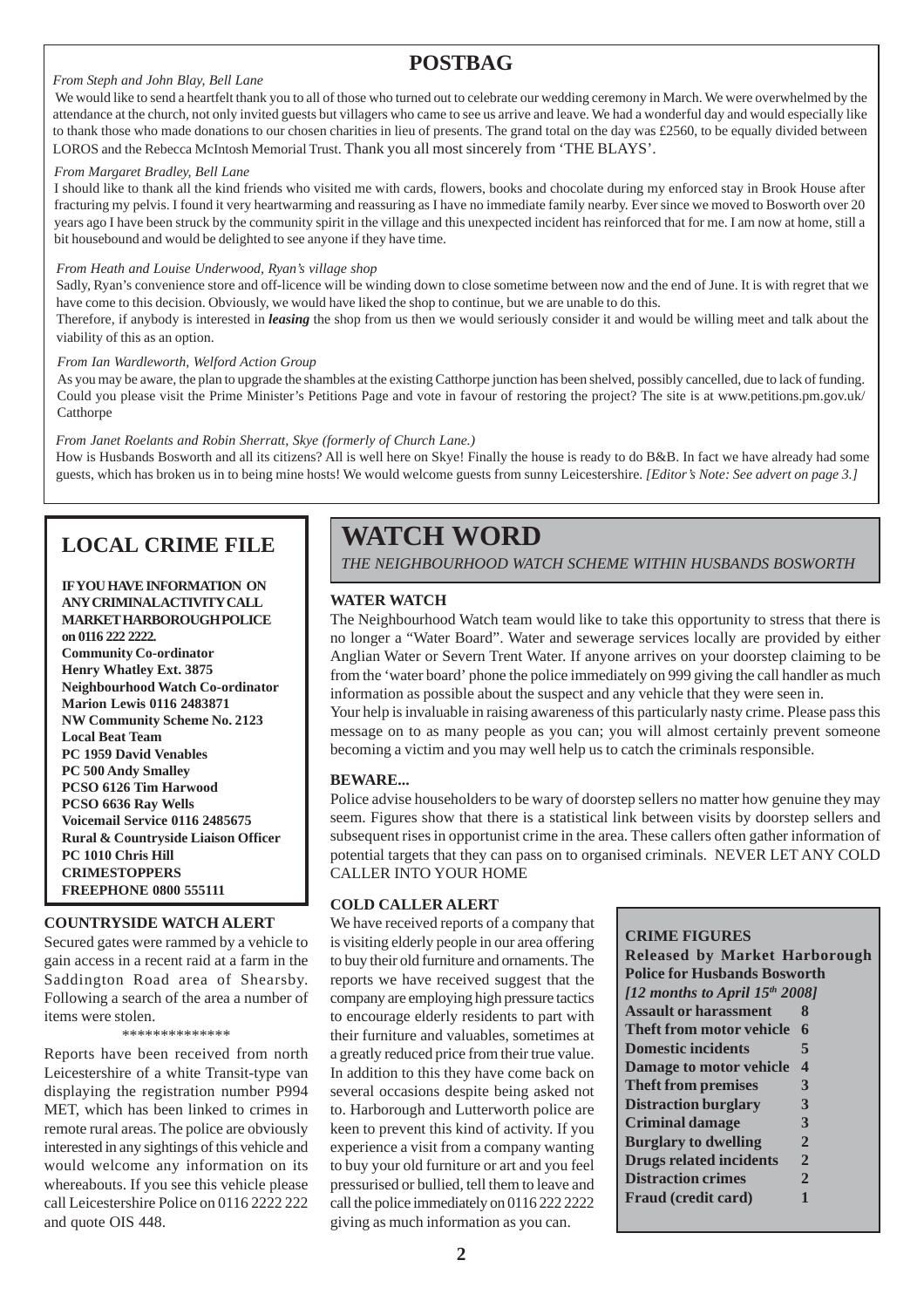# POSTBAG

*From Steph and John Blay, Bell Lane*

We would like to send a heartfelt thank you to all of those who turned out to celebrate our wedding ceremony in March. We were overwhelmed by the attendance at the church, not only invited guests but villagers who came to see us arrive and leave. We had a wonderful day and would especially like to thank those who made donations to our chosen charities in lieu of presents. The grand total on the day was £2560, to be equally divided between LOROS and the Rebecca McIntosh Memorial Trust. Thank you all most sincerely from 'THE BLAYS'.

*From Margaret Bradley, Bell Lane*

I should like to thank all the kind friends who visited me with cards, flowers, books and chocolate during my enforced stay in Brook House after fracturing my pelvis. I found it very heartwarming and reassuring as I have no immediate family nearby. Ever since we moved to Bosworth over 20 years ago I have been struck by the community spirit in the village and this unexpected incident has reinforced that for me. I am now at home, still a bit housebound and would be delighted to see anyone if they have time.

*From Heath and Louise Underwood, Ryan's village shop*

Sadly, Ryan's convenience store and off-licence will be winding down to close sometime between now and the end of June. It is with regret that we have come to this decision. Obviously, we would have liked the shop to continue, but we are unable to do this.

Therefore, if anybody is interested in ***leasing*** the shop from us then we would seriously consider it and would be willing meet and talk about the viability of this as an option.

*From Ian Wardleworth, Welford Action Group*

As you may be aware, the plan to upgrade the shambles at the existing Catthorpe junction has been shelved, possibly cancelled, due to lack of funding. Could you please visit the Prime Minister's Petitions Page and vote in favour of restoring the project? The site is at www.petitions.pm.gov.uk/Catthorpe

*From Janet Roelants and Robin Sherratt, Skye (formerly of Church Lane.)*

How is Husbands Bosworth and all its citizens? All is well here on Skye! Finally the house is ready to do B&B. In fact we have already had some guests, which has broken us in to being mine hosts! We would welcome guests from sunny Leicestershire. *[Editor's Note: See advert on page 3.]*

## LOCAL CRIME FILE

**IF YOU HAVE INFORMATION ON ANY CRIMINAL ACTIVITY CALL MARKET HARBOROUGH POLICE on 0116 222 2222.**
**Community Co-ordinator**
**Henry Whatley Ext. 3875**
**Neighbourhood Watch Co-ordinator**
**Marion Lewis 0116 2483871**
**NW Community Scheme No. 2123**
**Local Beat Team**
**PC 1959 David Venables**
**PC 500 Andy Smalley**
**PCSO 6126 Tim Harwood**
**PCSO 6636 Ray Wells**
**Voicemail Service 0116 2485675**
**Rural & Countryside Liaison Officer**
**PC 1010 Chris Hill**
**CRIMESTOPPERS**
**FREEPHONE 0800 555111**

### COUNTRYSIDE WATCH ALERT

Secured gates were rammed by a vehicle to gain access in a recent raid at a farm in the Saddington Road area of Shearsby. Following a search of the area a number of items were stolen.

\**************

Reports have been received from north Leicestershire of a white Transit-type van displaying the registration number P994 MET, which has been linked to crimes in remote rural areas. The police are obviously interested in any sightings of this vehicle and would welcome any information on its whereabouts. If you see this vehicle please call Leicestershire Police on 0116 2222 222 and quote OIS 448.

## WATCH WORD

*THE NEIGHBOURHOOD WATCH SCHEME WITHIN HUSBANDS BOSWORTH*

### WATER WATCH

The Neighbourhood Watch team would like to take this opportunity to stress that there is no longer a "Water Board". Water and sewerage services locally are provided by either Anglian Water or Severn Trent Water. If anyone arrives on your doorstep claiming to be from the 'water board' phone the police immediately on 999 giving the call handler as much information as possible about the suspect and any vehicle that they were seen in.

Your help is invaluable in raising awareness of this particularly nasty crime. Please pass this message on to as many people as you can; you will almost certainly prevent someone becoming a victim and you may well help us to catch the criminals responsible.

### BEWARE...

Police advise householders to be wary of doorstep sellers no matter how genuine they may seem. Figures show that there is a statistical link between visits by doorstep sellers and subsequent rises in opportunist crime in the area. These callers often gather information of potential targets that they can pass on to organised criminals. NEVER LET ANY COLD CALLER INTO YOUR HOME

### COLD CALLER ALERT

We have received reports of a company that is visiting elderly people in our area offering to buy their old furniture and ornaments. The reports we have received suggest that the company are employing high pressure tactics to encourage elderly residents to part with their furniture and valuables, sometimes at a greatly reduced price from their true value. In addition to this they have come back on several occasions despite being asked not to. Harborough and Lutterworth police are keen to prevent this kind of activity. If you experience a visit from a company wanting to buy your old furniture or art and you feel pressurised or bullied, tell them to leave and call the police immediately on 0116 222 2222 giving as much information as you can.

**CRIME FIGURES**
**Released by Market Harborough Police for Husbands Bosworth**
***[12 months to April 15th 2008]***

| Crime | Number |
|---|---|
| **Assault or harassment** | **8** |
| **Theft from motor vehicle** | **6** |
| **Domestic incidents** | **5** |
| **Damage to motor vehicle** | **4** |
| **Theft from premises** | **3** |
| **Distraction burglary** | **3** |
| **Criminal damage** | **3** |
| **Burglary to dwelling** | **2** |
| **Drugs related incidents** | **2** |
| **Distraction crimes** | **2** |
| **Fraud (credit card)** | **1** |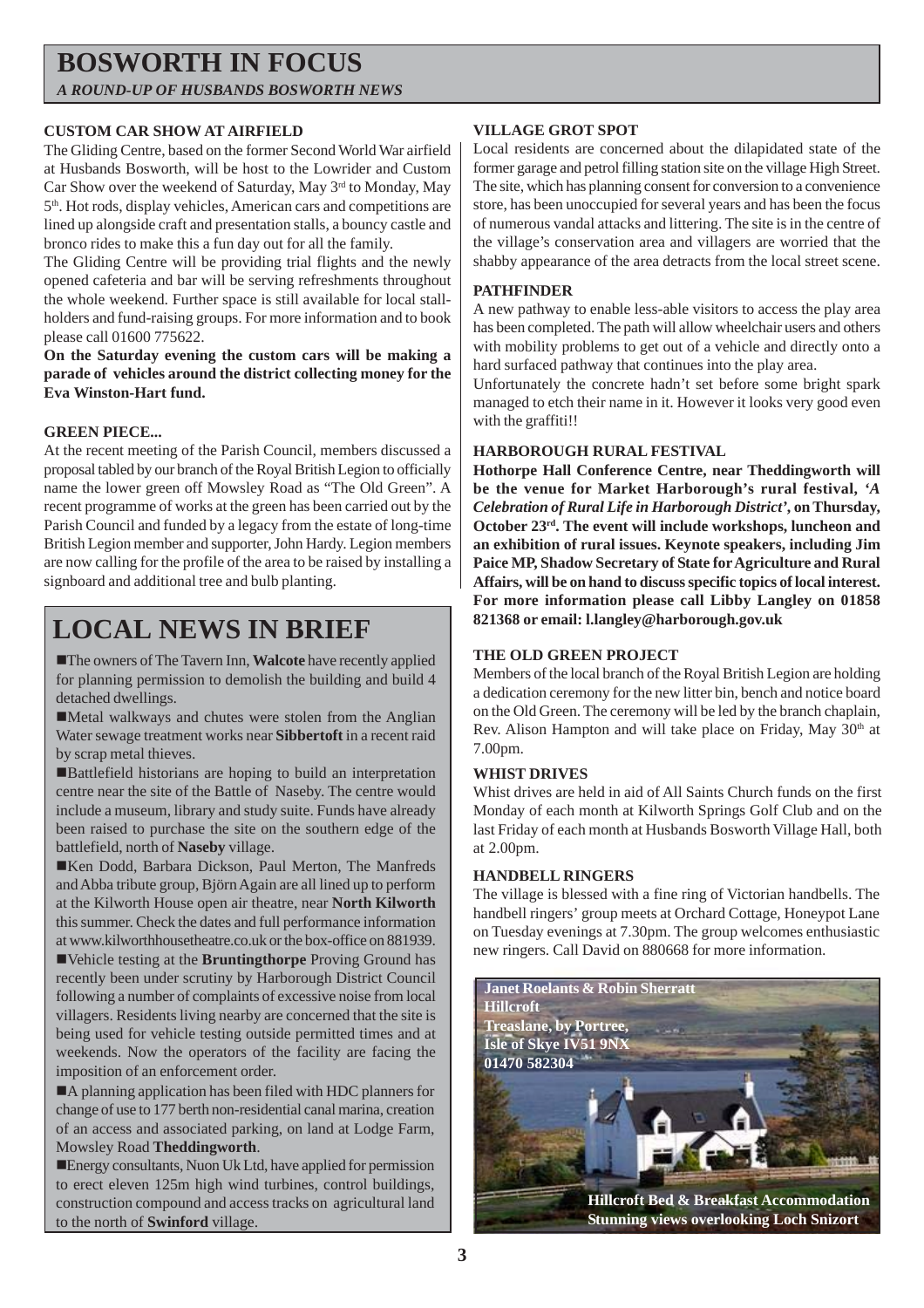# BOSWORTH IN FOCUS

*A ROUND-UP OF HUSBANDS BOSWORTH NEWS*

### CUSTOM CAR SHOW AT AIRFIELD

The Gliding Centre, based on the former Second World War airfield at Husbands Bosworth, will be host to the Lowrider and Custom Car Show over the weekend of Saturday, May 3rd to Monday, May 5th. Hot rods, display vehicles, American cars and competitions are lined up alongside craft and presentation stalls, a bouncy castle and bronco rides to make this a fun day out for all the family.

The Gliding Centre will be providing trial flights and the newly opened cafeteria and bar will be serving refreshments throughout the whole weekend. Further space is still available for local stall-holders and fund-raising groups. For more information and to book please call 01600 775622.

**On the Saturday evening the custom cars will be making a parade of vehicles around the district collecting money for the Eva Winston-Hart fund.**

### GREEN PIECE...

At the recent meeting of the Parish Council, members discussed a proposal tabled by our branch of the Royal British Legion to officially name the lower green off Mowsley Road as "The Old Green". A recent programme of works at the green has been carried out by the Parish Council and funded by a legacy from the estate of long-time British Legion member and supporter, John Hardy. Legion members are now calling for the profile of the area to be raised by installing a signboard and additional tree and bulb planting.

## LOCAL NEWS IN BRIEF

- The owners of The Tavern Inn, **Walcote** have recently applied for planning permission to demolish the building and build 4 detached dwellings.
- Metal walkways and chutes were stolen from the Anglian Water sewage treatment works near **Sibbertoft** in a recent raid by scrap metal thieves.
- Battlefield historians are hoping to build an interpretation centre near the site of the Battle of Naseby. The centre would include a museum, library and study suite. Funds have already been raised to purchase the site on the southern edge of the battlefield, north of **Naseby** village.
- Ken Dodd, Barbara Dickson, Paul Merton, The Manfreds and Abba tribute group, Björn Again are all lined up to perform at the Kilworth House open air theatre, near **North Kilworth** this summer. Check the dates and full performance information at www.kilworthhousetheatre.co.uk or the box-office on 881939.
- Vehicle testing at the **Bruntingthorpe** Proving Ground has recently been under scrutiny by Harborough District Council following a number of complaints of excessive noise from local villagers. Residents living nearby are concerned that the site is being used for vehicle testing outside permitted times and at weekends. Now the operators of the facility are facing the imposition of an enforcement order.
- A planning application has been filed with HDC planners for change of use to 177 berth non-residential canal marina, creation of an access and associated parking, on land at Lodge Farm, Mowsley Road **Theddingworth**.
- Energy consultants, Nuon Uk Ltd, have applied for permission to erect eleven 125m high wind turbines, control buildings, construction compound and access tracks on agricultural land to the north of **Swinford** village.

### VILLAGE GROT SPOT

Local residents are concerned about the dilapidated state of the former garage and petrol filling station site on the village High Street. The site, which has planning consent for conversion to a convenience store, has been unoccupied for several years and has been the focus of numerous vandal attacks and littering. The site is in the centre of the village's conservation area and villagers are worried that the shabby appearance of the area detracts from the local street scene.

### PATHFINDER

A new pathway to enable less-able visitors to access the play area has been completed. The path will allow wheelchair users and others with mobility problems to get out of a vehicle and directly onto a hard surfaced pathway that continues into the play area.

Unfortunately the concrete hadn't set before some bright spark managed to etch their name in it. However it looks very good even with the graffiti!!

### HARBOROUGH RURAL FESTIVAL

**Hothorpe Hall Conference Centre, near Theddingworth will be the venue for Market Harborough's rural festival, '*A Celebration of Rural Life in Harborough District*', on Thursday, October 23rd. The event will include workshops, luncheon and an exhibition of rural issues. Keynote speakers, including Jim Paice MP, Shadow Secretary of State for Agriculture and Rural Affairs, will be on hand to discuss specific topics of local interest. For more information please call Libby Langley on 01858 821368 or email: l.langley@harborough.gov.uk**

### THE OLD GREEN PROJECT

Members of the local branch of the Royal British Legion are holding a dedication ceremony for the new litter bin, bench and notice board on the Old Green. The ceremony will be led by the branch chaplain, Rev. Alison Hampton and will take place on Friday, May 30th at 7.00pm.

### WHIST DRIVES

Whist drives are held in aid of All Saints Church funds on the first Monday of each month at Kilworth Springs Golf Club and on the last Friday of each month at Husbands Bosworth Village Hall, both at 2.00pm.

### HANDBELL RINGERS

The village is blessed with a fine ring of Victorian handbells. The handbell ringers' group meets at Orchard Cottage, Honeypot Lane on Tuesday evenings at 7.30pm. The group welcomes enthusiastic new ringers. Call David on 880668 for more information.

**Janet Roelants & Robin Sherratt**
**Hillcroft**
**Treaslane, by Portree,**
**Isle of Skye IV51 9NX**
**01470 582304**

**Hillcroft Bed & Breakfast Accommodation**
**Stunning views overlooking Loch Snizort**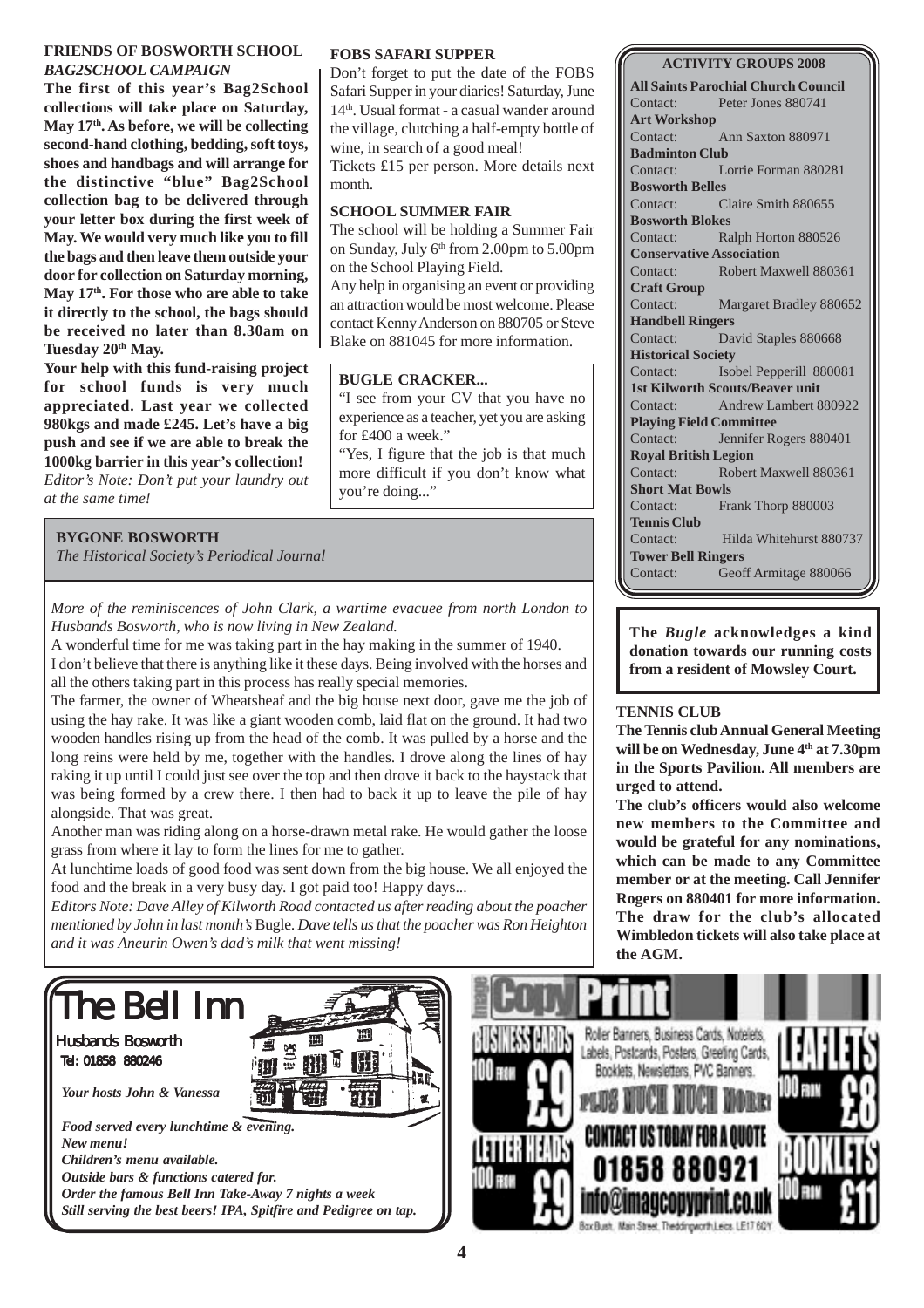## FRIENDS OF BOSWORTH SCHOOL

### *BAG2SCHOOL CAMPAIGN*

**The first of this year's Bag2School collections will take place on Saturday, May 17th. As before, we will be collecting second-hand clothing, bedding, soft toys, shoes and handbags and will arrange for the distinctive "blue" Bag2School collection bag to be delivered through your letter box during the first week of May. We would very much like you to fill the bags and then leave them outside your door for collection on Saturday morning, May 17th. For those who are able to take it directly to the school, the bags should be received no later than 8.30am on Tuesday 20th May.**

**Your help with this fund-raising project for school funds is very much appreciated. Last year we collected 980kgs and made £245. Let's have a big push and see if we are able to break the 1000kg barrier in this year's collection!**

*Editor's Note: Don't put your laundry out at the same time!*

## FOBS SAFARI SUPPER

Don't forget to put the date of the FOBS Safari Supper in your diaries! Saturday, June 14th. Usual format - a casual wander around the village, clutching a half-empty bottle of wine, in search of a good meal!

Tickets £15 per person. More details next month.

## SCHOOL SUMMER FAIR

The school will be holding a Summer Fair on Sunday, July 6th from 2.00pm to 5.00pm on the School Playing Field.

Any help in organising an event or providing an attraction would be most welcome. Please contact Kenny Anderson on 880705 or Steve Blake on 881045 for more information.

## BUGLE CRACKER...

"I see from your CV that you have no experience as a teacher, yet you are asking for £400 a week."

"Yes, I figure that the job is that much more difficult if you don't know what you're doing..."

## ACTIVITY GROUPS 2008

**All Saints Parochial Church Council**
Contact: Peter Jones 880741

**Art Workshop**
Contact: Ann Saxton 880971

**Badminton Club**
Contact: Lorrie Forman 880281

**Bosworth Belles**
Contact: Claire Smith 880655

**Bosworth Blokes**
Contact: Ralph Horton 880526

**Conservative Association**
Contact: Robert Maxwell 880361

**Craft Group**
Contact: Margaret Bradley 880652

**Handbell Ringers**
Contact: David Staples 880668

**Historical Society**
Contact: Isobel Pepperill 880081

**1st Kilworth Scouts/Beaver unit**
Contact: Andrew Lambert 880922

**Playing Field Committee**
Contact: Jennifer Rogers 880401

**Royal British Legion**
Contact: Robert Maxwell 880361

**Short Mat Bowls**
Contact: Frank Thorp 880003

**Tennis Club**
Contact: Hilda Whitehurst 880737

**Tower Bell Ringers**
Contact: Geoff Armitage 880066

## BYGONE BOSWORTH

*The Historical Society's Periodical Journal*

*More of the reminiscences of John Clark, a wartime evacuee from north London to Husbands Bosworth, who is now living in New Zealand.*

A wonderful time for me was taking part in the hay making in the summer of 1940.

I don't believe that there is anything like it these days. Being involved with the horses and all the others taking part in this process has really special memories.

The farmer, the owner of Wheatsheaf and the big house next door, gave me the job of using the hay rake. It was like a giant wooden comb, laid flat on the ground. It had two wooden handles rising up from the head of the comb. It was pulled by a horse and the long reins were held by me, together with the handles. I drove along the lines of hay raking it up until I could just see over the top and then drove it back to the haystack that was being formed by a crew there. I then had to back it up to leave the pile of hay alongside. That was great.

Another man was riding along on a horse-drawn metal rake. He would gather the loose grass from where it lay to form the lines for me to gather.

At lunchtime loads of good food was sent down from the big house. We all enjoyed the food and the break in a very busy day. I got paid too! Happy days...

*Editors Note: Dave Alley of Kilworth Road contacted us after reading about the poacher mentioned by John in last month's* Bugle. *Dave tells us that the poacher was Ron Heighton and it was Aneurin Owen's dad's milk that went missing!*

**The *Bugle* acknowledges a kind donation towards our running costs from a resident of Mowsley Court.**

## TENNIS CLUB

**The Tennis club Annual General Meeting will be on Wednesday, June 4th at 7.30pm in the Sports Pavilion. All members are urged to attend.**

**The club's officers would also welcome new members to the Committee and would be grateful for any nominations, which can be made to any Committee member or at the meeting. Call Jennifer Rogers on 880401 for more information. The draw for the club's allocated Wimbledon tickets will also take place at the AGM.**

# The Bell Inn

Husbands Bosworth
Tel: 01858 880246

*Your hosts John & Vanessa*

*Food served every lunchtime & evening.*
*New menu!*
*Children's menu available.*
*Outside bars & functions catered for.*
*Order the famous Bell Inn Take-Away 7 nights a week*
*Still serving the best beers! IPA, Spitfire and Pedigree on tap.*

# image CopyPrint

BUSINESS CARDS 100 FROM £9

Roller Banners, Business Cards, Notelets, Labels, Postcards, Posters, Greeting Cards, Booklets, Newsletters, PVC Banners.

PLUS MUCH MUCH MORE!

LETTER HEADS 100 FROM £9

CONTACT US TODAY FOR A QUOTE
01858 880921
info@imagcopyprint.co.uk

Box Bush, Main Street, Theddingworth Leics. LE17 6QY

LEAFLETS 100 FROM £8

BOOKLETS 100 FROM £11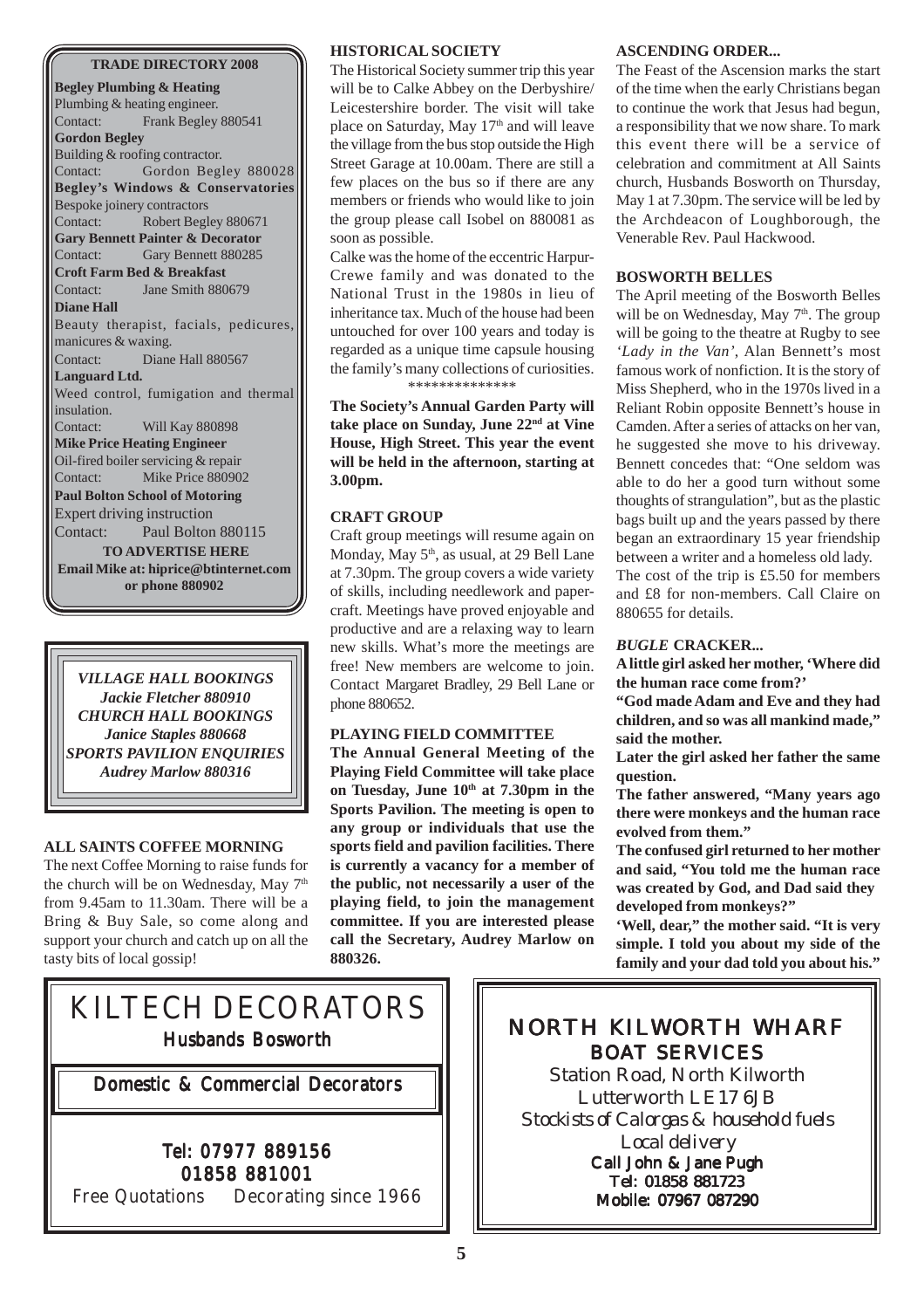## TRADE DIRECTORY 2008

**Begley Plumbing & Heating**
Plumbing & heating engineer.
Contact: Frank Begley 880541

**Gordon Begley**
Building & roofing contractor.
Contact: Gordon Begley 880028

**Begley's Windows & Conservatories**
Bespoke joinery contractors
Contact: Robert Begley 880671

**Gary Bennett Painter & Decorator**
Contact: Gary Bennett 880285

**Croft Farm Bed & Breakfast**
Contact: Jane Smith 880679

**Diane Hall**
Beauty therapist, facials, pedicures, manicures & waxing.
Contact: Diane Hall 880567

**Languard Ltd.**
Weed control, fumigation and thermal insulation.
Contact: Will Kay 880898

**Mike Price Heating Engineer**
Oil-fired boiler servicing & repair
Contact: Mike Price 880902

**Paul Bolton School of Motoring**
Expert driving instruction
Contact: Paul Bolton 880115

**TO ADVERTISE HERE**
**Email Mike at: hiprice@btinternet.com or phone 880902**

*VILLAGE HALL BOOKINGS*
*Jackie Fletcher 880910*
*CHURCH HALL BOOKINGS*
*Janice Staples 880668*
*SPORTS PAVILION ENQUIRIES*
*Audrey Marlow 880316*

## ALL SAINTS COFFEE MORNING

The next Coffee Morning to raise funds for the church will be on Wednesday, May 7th from 9.45am to 11.30am. There will be a Bring & Buy Sale, so come along and support your church and catch up on all the tasty bits of local gossip!

## HISTORICAL SOCIETY

The Historical Society summer trip this year will be to Calke Abbey on the Derbyshire/ Leicestershire border. The visit will take place on Saturday, May 17th and will leave the village from the bus stop outside the High Street Garage at 10.00am. There are still a few places on the bus so if there are any members or friends who would like to join the group please call Isobel on 880081 as soon as possible.

Calke was the home of the eccentric Harpur-Crewe family and was donated to the National Trust in the 1980s in lieu of inheritance tax. Much of the house had been untouched for over 100 years and today is regarded as a unique time capsule housing the family's many collections of curiosities.

\*\*\*\*\*\*\*\*\*\*\*\*\*\*

**The Society's Annual Garden Party will take place on Sunday, June 22nd at Vine House, High Street. This year the event will be held in the afternoon, starting at 3.00pm.**

## CRAFT GROUP

Craft group meetings will resume again on Monday, May 5th, as usual, at 29 Bell Lane at 7.30pm. The group covers a wide variety of skills, including needlework and paper-craft. Meetings have proved enjoyable and productive and are a relaxing way to learn new skills. What's more the meetings are free! New members are welcome to join. Contact Margaret Bradley, 29 Bell Lane or phone 880652.

## PLAYING FIELD COMMITTEE

**The Annual General Meeting of the Playing Field Committee will take place on Tuesday, June 10th at 7.30pm in the Sports Pavilion. The meeting is open to any group or individuals that use the sports field and pavilion facilities. There is currently a vacancy for a member of the public, not necessarily a user of the playing field, to join the management committee. If you are interested please call the Secretary, Audrey Marlow on 880326.**

## ASCENDING ORDER...

The Feast of the Ascension marks the start of the time when the early Christians began to continue the work that Jesus had begun, a responsibility that we now share. To mark this event there will be a service of celebration and commitment at All Saints church, Husbands Bosworth on Thursday, May 1 at 7.30pm. The service will be led by the Archdeacon of Loughborough, the Venerable Rev. Paul Hackwood.

## BOSWORTH BELLES

The April meeting of the Bosworth Belles will be on Wednesday, May 7th. The group will be going to the theatre at Rugby to see *'Lady in the Van'*, Alan Bennett's most famous work of nonfiction. It is the story of Miss Shepherd, who in the 1970s lived in a Reliant Robin opposite Bennett's house in Camden. After a series of attacks on her van, he suggested she move to his driveway. Bennett concedes that: "One seldom was able to do her a good turn without some thoughts of strangulation", but as the plastic bags built up and the years passed by there began an extraordinary 15 year friendship between a writer and a homeless old lady.

The cost of the trip is £5.50 for members and £8 for non-members. Call Claire on 880655 for details.

## *BUGLE* CRACKER...

**A little girl asked her mother, 'Where did the human race come from?'**

**"God made Adam and Eve and they had children, and so was all mankind made," said the mother.**

**Later the girl asked her father the same question.**

**The father answered, "Many years ago there were monkeys and the human race evolved from them."**

**The confused girl returned to her mother and said, "You told me the human race was created by God, and Dad said they developed from monkeys?"**

**'Well, dear," the mother said. "It is very simple. I told you about my side of the family and your dad told you about his."**

# KILTECH DECORATORS

Husbands Bosworth

Domestic & Commercial Decorators

Tel: 07977 889156
01858 881001

Free Quotations Decorating since 1966

# NORTH KILWORTH WHARF BOAT SERVICES

Station Road, North Kilworth
Lutterworth LE17 6JB
*Stockists of Calorgas & household fuels*
*Local delivery*
Call John & Jane Pugh
Tel: 01858 881723
Mobile: 07967 087290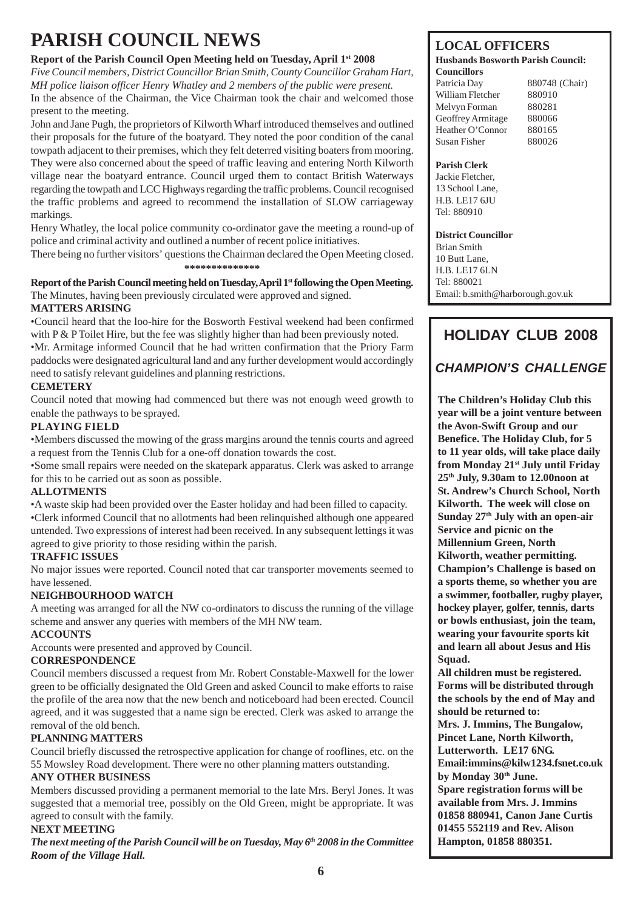# PARISH COUNCIL NEWS

**Report of the Parish Council Open Meeting held on Tuesday, April 1st 2008**

*Five Council members, District Councillor Brian Smith, County Councillor Graham Hart, MH police liaison officer Henry Whatley and 2 members of the public were present.*

In the absence of the Chairman, the Vice Chairman took the chair and welcomed those present to the meeting.

John and Jane Pugh, the proprietors of Kilworth Wharf introduced themselves and outlined their proposals for the future of the boatyard. They noted the poor condition of the canal towpath adjacent to their premises, which they felt deterred visiting boaters from mooring. They were also concerned about the speed of traffic leaving and entering North Kilworth village near the boatyard entrance. Council urged them to contact British Waterways regarding the towpath and LCC Highways regarding the traffic problems. Council recognised the traffic problems and agreed to recommend the installation of SLOW carriageway markings.

Henry Whatley, the local police community co-ordinator gave the meeting a round-up of police and criminal activity and outlined a number of recent police initiatives.

There being no further visitors' questions the Chairman declared the Open Meeting closed.

**************

**Report of the Parish Council meeting held on Tuesday, April 1st following the Open Meeting.**

The Minutes, having been previously circulated were approved and signed.

### MATTERS ARISING

- Council heard that the loo-hire for the Bosworth Festival weekend had been confirmed with P & P Toilet Hire, but the fee was slightly higher than had been previously noted.
- Mr. Armitage informed Council that he had written confirmation that the Priory Farm paddocks were designated agricultural land and any further development would accordingly need to satisfy relevant guidelines and planning restrictions.

### CEMETERY

Council noted that mowing had commenced but there was not enough weed growth to enable the pathways to be sprayed.

### PLAYING FIELD

- Members discussed the mowing of the grass margins around the tennis courts and agreed a request from the Tennis Club for a one-off donation towards the cost.
- Some small repairs were needed on the skatepark apparatus. Clerk was asked to arrange for this to be carried out as soon as possible.

### ALLOTMENTS

- A waste skip had been provided over the Easter holiday and had been filled to capacity.
- Clerk informed Council that no allotments had been relinquished although one appeared untended. Two expressions of interest had been received. In any subsequent lettings it was agreed to give priority to those residing within the parish.

### TRAFFIC ISSUES

No major issues were reported. Council noted that car transporter movements seemed to have lessened.

### NEIGHBOURHOOD WATCH

A meeting was arranged for all the NW co-ordinators to discuss the running of the village scheme and answer any queries with members of the MH NW team.

### ACCOUNTS

Accounts were presented and approved by Council.

### CORRESPONDENCE

Council members discussed a request from Mr. Robert Constable-Maxwell for the lower green to be officially designated the Old Green and asked Council to make efforts to raise the profile of the area now that the new bench and noticeboard had been erected. Council agreed, and it was suggested that a name sign be erected. Clerk was asked to arrange the removal of the old bench.

### PLANNING MATTERS

Council briefly discussed the retrospective application for change of rooflines, etc. on the 55 Mowsley Road development. There were no other planning matters outstanding.

### ANY OTHER BUSINESS

Members discussed providing a permanent memorial to the late Mrs. Beryl Jones. It was suggested that a memorial tree, possibly on the Old Green, might be appropriate. It was agreed to consult with the family.

### NEXT MEETING

***The next meeting of the Parish Council will be on Tuesday, May 6th 2008 in the Committee Room of the Village Hall.***

## LOCAL OFFICERS

**Husbands Bosworth Parish Council: Councillors**

| | |
|---|---|
| Patricia Day | 880748 (Chair) |
| William Fletcher | 880910 |
| Melvyn Forman | 880281 |
| Geoffrey Armitage | 880066 |
| Heather O'Connor | 880165 |
| Susan Fisher | 880026 |

**Parish Clerk**
Jackie Fletcher,
13 School Lane,
H.B. LE17 6JU
Tel: 880910

**District Councillor**
Brian Smith
10 Butt Lane,
H.B. LE17 6LN
Tel: 880021
Email: b.smith@harborough.gov.uk

## HOLIDAY CLUB 2008

### *CHAMPION'S CHALLENGE*

**The Children's Holiday Club this year will be a joint venture between the Avon-Swift Group and our Benefice. The Holiday Club, for 5 to 11 year olds, will take place daily from Monday 21st July until Friday 25th July, 9.30am to 12.00noon at St. Andrew's Church School, North Kilworth. The week will close on Sunday 27th July with an open-air Service and picnic on the Millennium Green, North Kilworth, weather permitting. Champion's Challenge is based on a sports theme, so whether you are a swimmer, footballer, rugby player, hockey player, golfer, tennis, darts or bowls enthusiast, join the team, wearing your favourite sports kit and learn all about Jesus and His Squad.**

**All children must be registered. Forms will be distributed through the schools by the end of May and should be returned to:**
**Mrs. J. Immins, The Bungalow, Pincet Lane, North Kilworth, Lutterworth. LE17 6NG.**
**Email:immins@kilw1234.fsnet.co.uk by Monday 30th June.**
**Spare registration forms will be available from Mrs. J. Immins 01858 880941, Canon Jane Curtis 01455 552119 and Rev. Alison Hampton, 01858 880351.**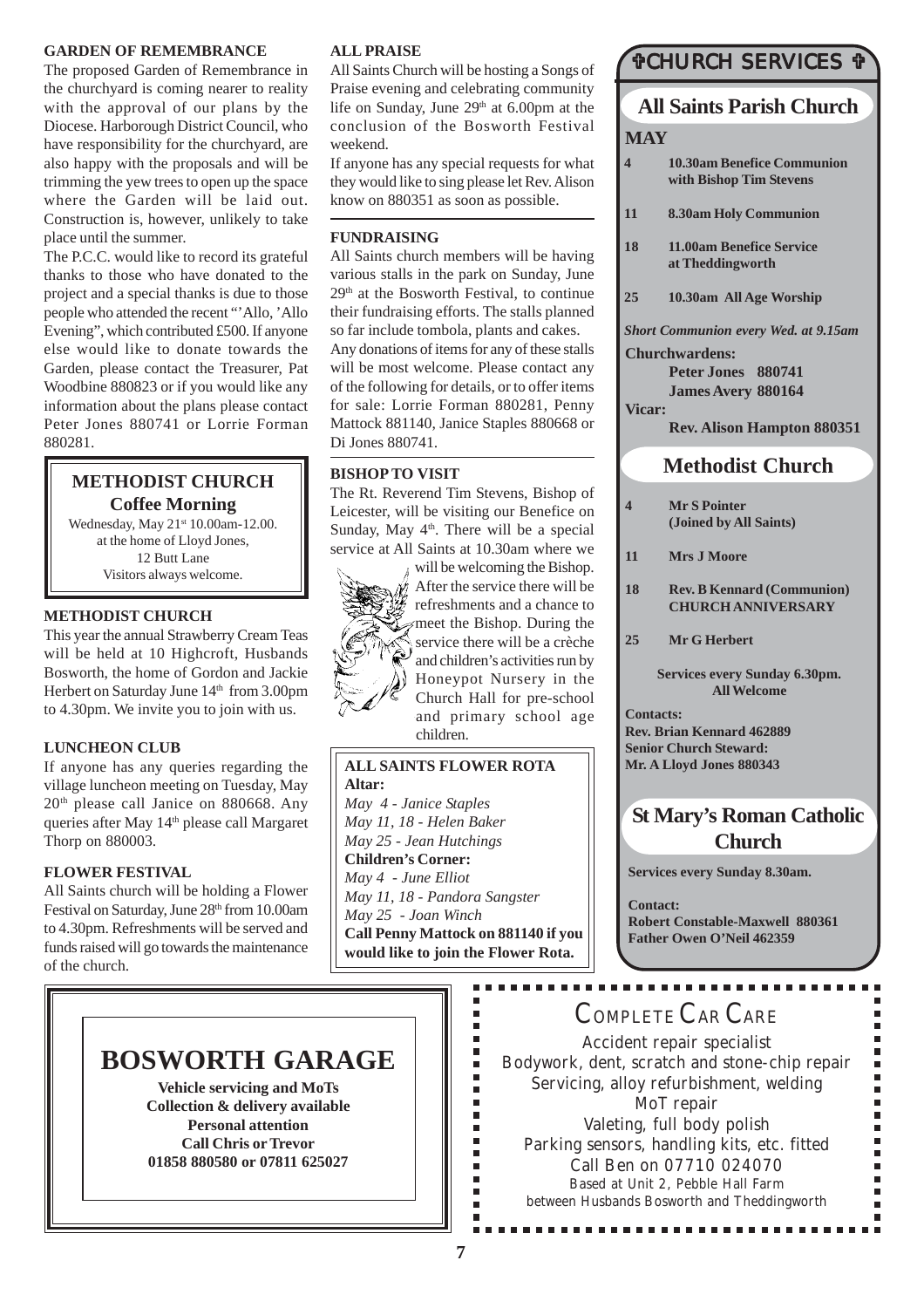## GARDEN OF REMEMBRANCE

The proposed Garden of Remembrance in the churchyard is coming nearer to reality with the approval of our plans by the Diocese. Harborough District Council, who have responsibility for the churchyard, are also happy with the proposals and will be trimming the yew trees to open up the space where the Garden will be laid out. Construction is, however, unlikely to take place until the summer.

The P.C.C. would like to record its grateful thanks to those who have donated to the project and a special thanks is due to those people who attended the recent "'Allo, 'Allo Evening", which contributed £500. If anyone else would like to donate towards the Garden, please contact the Treasurer, Pat Woodbine 880823 or if you would like any information about the plans please contact Peter Jones 880741 or Lorrie Forman 880281.

## METHODIST CHURCH
### Coffee Morning

Wednesday, May 21st 10.00am-12.00.
at the home of Lloyd Jones,
12 Butt Lane
Visitors always welcome.

## METHODIST CHURCH

This year the annual Strawberry Cream Teas will be held at 10 Highcroft, Husbands Bosworth, the home of Gordon and Jackie Herbert on Saturday June 14th from 3.00pm to 4.30pm. We invite you to join with us.

## LUNCHEON CLUB

If anyone has any queries regarding the village luncheon meeting on Tuesday, May 20th please call Janice on 880668. Any queries after May 14th please call Margaret Thorp on 880003.

## FLOWER FESTIVAL

All Saints church will be holding a Flower Festival on Saturday, June 28th from 10.00am to 4.30pm. Refreshments will be served and funds raised will go towards the maintenance of the church.

## ALL PRAISE

All Saints Church will be hosting a Songs of Praise evening and celebrating community life on Sunday, June 29th at 6.00pm at the conclusion of the Bosworth Festival weekend.

If anyone has any special requests for what they would like to sing please let Rev. Alison know on 880351 as soon as possible.

## FUNDRAISING

All Saints church members will be having various stalls in the park on Sunday, June 29th at the Bosworth Festival, to continue their fundraising efforts. The stalls planned so far include tombola, plants and cakes.

Any donations of items for any of these stalls will be most welcome. Please contact any of the following for details, or to offer items for sale: Lorrie Forman 880281, Penny Mattock 881140, Janice Staples 880668 or Di Jones 880741.

## BISHOP TO VISIT

The Rt. Reverend Tim Stevens, Bishop of Leicester, will be visiting our Benefice on Sunday, May 4th. There will be a special service at All Saints at 10.30am where we will be welcoming the Bishop. After the service there will be refreshments and a chance to meet the Bishop. During the service there will be a crèche and children's activities run by Honeypot Nursery in the Church Hall for pre-school and primary school age children.

## ALL SAINTS FLOWER ROTA

**Altar:**

*May 4 - Janice Staples*
*May 11, 18 - Helen Baker*
*May 25 - Jean Hutchings*

**Children's Corner:**

*May 4 - June Elliot*
*May 11, 18 - Pandora Sangster*
*May 25 - Joan Winch*

**Call Penny Mattock on 881140 if you would like to join the Flower Rota.**

# ✞CHURCH SERVICES ✞

## All Saints Parish Church

**MAY**

- **4** 10.30am Benefice Communion with Bishop Tim Stevens
- **11** 8.30am Holy Communion
- **18** 11.00am Benefice Service at Theddingworth
- **25** 10.30am All Age Worship

***Short Communion every Wed. at 9.15am***

**Churchwardens:**
Peter Jones 880741
James Avery 880164

**Vicar:**
Rev. Alison Hampton 880351

## Methodist Church

- **4** Mr S Pointer (Joined by All Saints)
- **11** Mrs J Moore
- **18** Rev. B Kennard (Communion) CHURCH ANNIVERSARY
- **25** Mr G Herbert

**Services every Sunday 6.30pm.**
**All Welcome**

**Contacts:**
Rev. Brian Kennard 462889
Senior Church Steward:
Mr. A Lloyd Jones 880343

## St Mary's Roman Catholic Church

**Services every Sunday 8.30am.**

**Contact:**
Robert Constable-Maxwell 880361
Father Owen O'Neil 462359

---

# BOSWORTH GARAGE

**Vehicle servicing and MoTs**
**Collection & delivery available**
**Personal attention**
**Call Chris or Trevor**
**01858 880580 or 07811 625027**

---

# COMPLETE CAR CARE

Accident repair specialist
Bodywork, dent, scratch and stone-chip repair
Servicing, alloy refurbishment, welding
MoT repair
Valeting, full body polish
Parking sensors, handling kits, etc. fitted
Call Ben on 07710 024070
Based at Unit 2, Pebble Hall Farm
between Husbands Bosworth and Theddingworth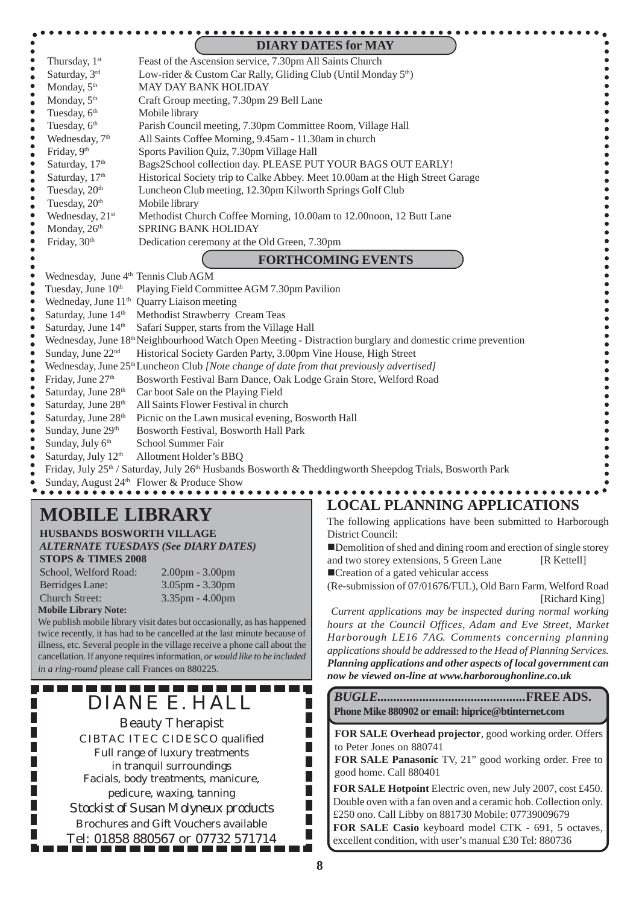## DIARY DATES for MAY

| | |
|---|---|
| Thursday, 1st | Feast of the Ascension service, 7.30pm All Saints Church |
| Saturday, 3rd | Low-rider & Custom Car Rally, Gliding Club (Until Monday 5th) |
| Monday, 5th | MAY DAY BANK HOLIDAY |
| Monday, 5th | Craft Group meeting, 7.30pm 29 Bell Lane |
| Tuesday, 6th | Mobile library |
| Tuesday, 6th | Parish Council meeting, 7.30pm Committee Room, Village Hall |
| Wednesday, 7th | All Saints Coffee Morning, 9.45am - 11.30am in church |
| Friday, 9th | Sports Pavilion Quiz, 7.30pm Village Hall |
| Saturday, 17th | Bags2School collection day. PLEASE PUT YOUR BAGS OUT EARLY! |
| Saturday, 17th | Historical Society trip to Calke Abbey. Meet 10.00am at the High Street Garage |
| Tuesday, 20th | Luncheon Club meeting, 12.30pm Kilworth Springs Golf Club |
| Tuesday, 20th | Mobile library |
| Wednesday, 21st | Methodist Church Coffee Morning, 10.00am to 12.00noon, 12 Butt Lane |
| Monday, 26th | SPRING BANK HOLIDAY |
| Friday, 30th | Dedication ceremony at the Old Green, 7.30pm |

## FORTHCOMING EVENTS

Wednesday, June 4th Tennis Club AGM
Tuesday, June 10th Playing Field Committee AGM 7.30pm Pavilion
Wedneday, June 11th Quarry Liaison meeting
Saturday, June 14th Methodist Strawberry Cream Teas
Saturday, June 14th Safari Supper, starts from the Village Hall
Wednesday, June 18th Neighbourhood Watch Open Meeting - Distraction burglary and domestic crime prevention
Sunday, June 22nd Historical Society Garden Party, 3.00pm Vine House, High Street
Wednesday, June 25th Luncheon Club *[Note change of date from that previously advertised]*
Friday, June 27th Bosworth Festival Barn Dance, Oak Lodge Grain Store, Welford Road
Saturday, June 28th Car boot Sale on the Playing Field
Saturday, June 28th All Saints Flower Festival in church
Saturday, June 28th Picnic on the Lawn musical evening, Bosworth Hall
Sunday, June 29th Bosworth Festival, Bosworth Hall Park
Sunday, July 6th School Summer Fair
Saturday, July 12th Allotment Holder's BBQ
Friday, July 25th / Saturday, July 26th Husbands Bosworth & Theddingworth Sheepdog Trials, Bosworth Park
Sunday, August 24th Flower & Produce Show

# MOBILE LIBRARY

**HUSBANDS BOSWORTH VILLAGE**
***ALTERNATE TUESDAYS (See DIARY DATES)***
**STOPS & TIMES 2008**

| | |
|---|---|
| School, Welford Road: | 2.00pm - 3.00pm |
| Berridges Lane: | 3.05pm - 3.30pm |
| Church Street: | 3.35pm - 4.00pm |

**Mobile Library Note:**

We publish mobile library visit dates but occasionally, as has happened twice recently, it has had to be cancelled at the last minute because of illness, etc. Several people in the village receive a phone call about the cancellation. If anyone requires information, *or would like to be included in a ring-round* please call Frances on 880225.

DIANE E. HALL

Beauty Therapist
CIBTAC ITEC CIDESCO qualified
Full range of luxury treatments
in tranquil surroundings
Facials, body treatments, manicure,
pedicure, waxing, tanning
*Stockist of Susan Molyneux products*
Brochures and Gift Vouchers available
Tel: 01858 880567 or 07732 571714

## LOCAL PLANNING APPLICATIONS

The following applications have been submitted to Harborough District Council:

- Demolition of shed and dining room and erection of single storey and two storey extensions, 5 Green Lane [R Kettell]
- Creation of a gated vehicular access (Re-submission of 07/01676/FUL), Old Barn Farm, Welford Road [Richard King]

*Current applications may be inspected during normal working hours at the Council Offices, Adam and Eve Street, Market Harborough LE16 7AG. Comments concerning planning applications should be addressed to the Head of Planning Services.* ***Planning applications and other aspects of local government can now be viewed on-line at www.harboroughonline.co.uk***

***BUGLE*...............................................FREE ADS.**
**Phone Mike 880902 or email: hiprice@btinternet.com**

**FOR SALE Overhead projector**, good working order. Offers to Peter Jones on 880741

**FOR SALE Panasonic** TV, 21" good working order. Free to good home. Call 880401

**FOR SALE Hotpoint** Electric oven, new July 2007, cost £450. Double oven with a fan oven and a ceramic hob. Collection only. £250 ono. Call Libby on 881730 Mobile: 07739009679

**FOR SALE Casio** keyboard model CTK - 691, 5 octaves, excellent condition, with user's manual £30 Tel: 880736